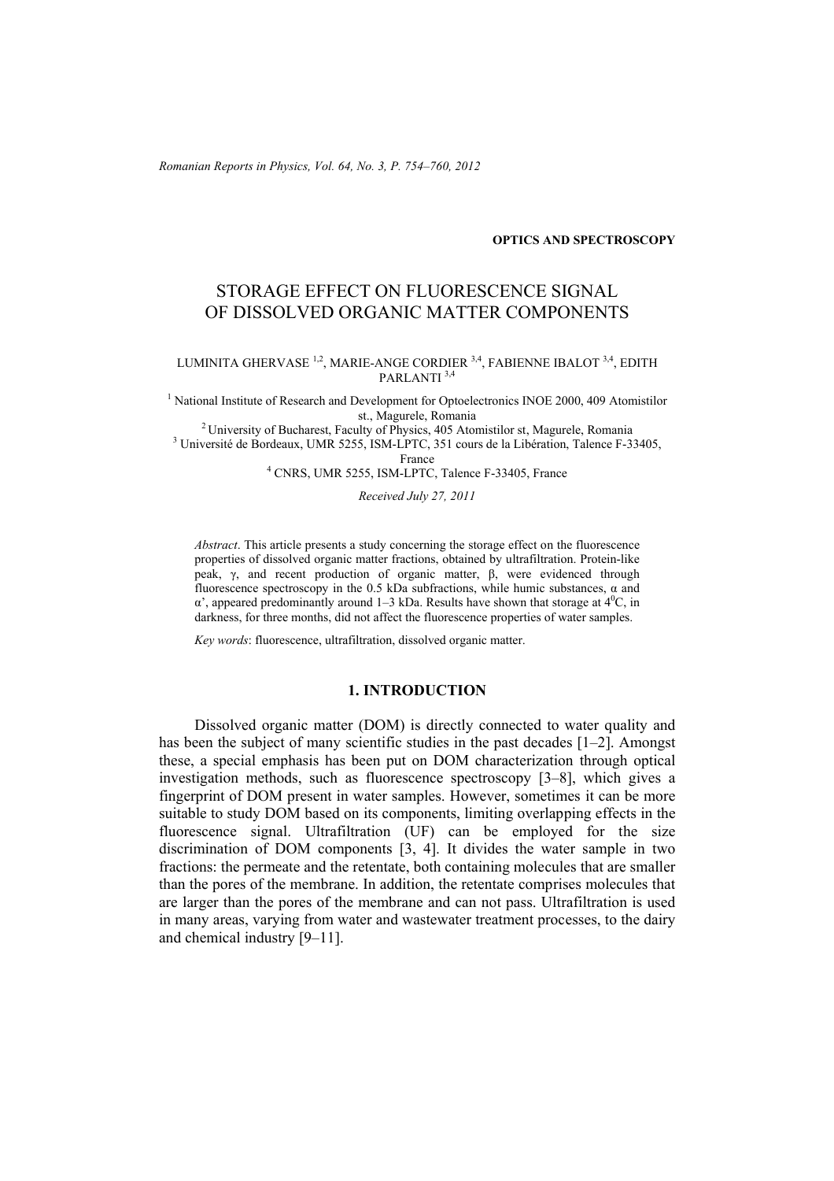OPTICS AND SPECTROSCOPY

# STORAGE EFFECT ON FLUORESCENCE SIGNAL OF DISSOLVED ORGANIC MATTER COMPONENTS

LUMINITA GHERVASE [1,2], MARIE-ANGE CORDIER [3,4], FABIENNE IBALOT [3,4], EDITH PARLANTI [3,4]

[1] National Institute of Research and Development for Optoelectronics INOE 2000, 409 Atomistilor st., Magurele, Romania
[2] University of Bucharest, Faculty of Physics, 405 Atomistilor st, Magurele, Romania
[3] Université de Bordeaux, UMR 5255, ISM-LPTC, 351 cours de la Libération, Talence F-33405, France
[4] CNRS, UMR 5255, ISM-LPTC, Talence F-33405, France

*Received July 27, 2011*

*Abstract*. This article presents a study concerning the storage effect on the fluorescence properties of dissolved organic matter fractions, obtained by ultrafiltration. Protein-like peak, γ, and recent production of organic matter, β, were evidenced through fluorescence spectroscopy in the 0.5 kDa subfractions, while humic substances, α and α', appeared predominantly around 1–3 kDa. Results have shown that storage at $4^0$C, in darkness, for three months, did not affect the fluorescence properties of water samples.

*Key words*: fluorescence, ultrafiltration, dissolved organic matter.

## 1. INTRODUCTION

Dissolved organic matter (DOM) is directly connected to water quality and has been the subject of many scientific studies in the past decades [1–2]. Amongst these, a special emphasis has been put on DOM characterization through optical investigation methods, such as fluorescence spectroscopy [3–8], which gives a fingerprint of DOM present in water samples. However, sometimes it can be more suitable to study DOM based on its components, limiting overlapping effects in the fluorescence signal. Ultrafiltration (UF) can be employed for the size discrimination of DOM components [3, 4]. It divides the water sample in two fractions: the permeate and the retentate, both containing molecules that are smaller than the pores of the membrane. In addition, the retentate comprises molecules that are larger than the pores of the membrane and can not pass. Ultrafiltration is used in many areas, varying from water and wastewater treatment processes, to the dairy and chemical industry [9–11].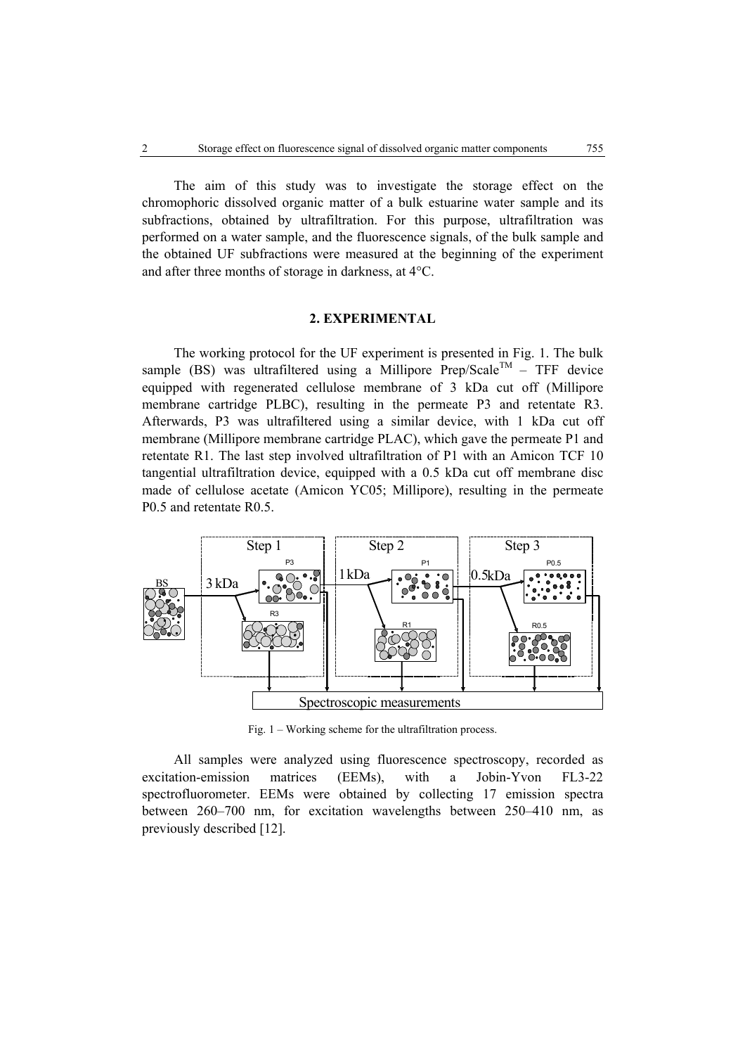The aim of this study was to investigate the storage effect on the chromophoric dissolved organic matter of a bulk estuarine water sample and its subfractions, obtained by ultrafiltration. For this purpose, ultrafiltration was performed on a water sample, and the fluorescence signals, of the bulk sample and the obtained UF subfractions were measured at the beginning of the experiment and after three months of storage in darkness, at 4°C.

## 2. EXPERIMENTAL

The working protocol for the UF experiment is presented in Fig. 1. The bulk sample (BS) was ultrafiltered using a Millipore Prep/Scale$^{TM}$ – TFF device equipped with regenerated cellulose membrane of 3 kDa cut off (Millipore membrane cartridge PLBC), resulting in the permeate P3 and retentate R3. Afterwards, P3 was ultrafiltered using a similar device, with 1 kDa cut off membrane (Millipore membrane cartridge PLAC), which gave the permeate P1 and retentate R1. The last step involved ultrafiltration of P1 with an Amicon TCF 10 tangential ultrafiltration device, equipped with a 0.5 kDa cut off membrane disc made of cellulose acetate (Amicon YC05; Millipore), resulting in the permeate P0.5 and retentate R0.5.

Fig. 1 – Working scheme for the ultrafiltration process.

All samples were analyzed using fluorescence spectroscopy, recorded as excitation-emission matrices (EEMs), with a Jobin-Yvon FL3-22 spectrofluorometer. EEMs were obtained by collecting 17 emission spectra between 260–700 nm, for excitation wavelengths between 250–410 nm, as previously described [12].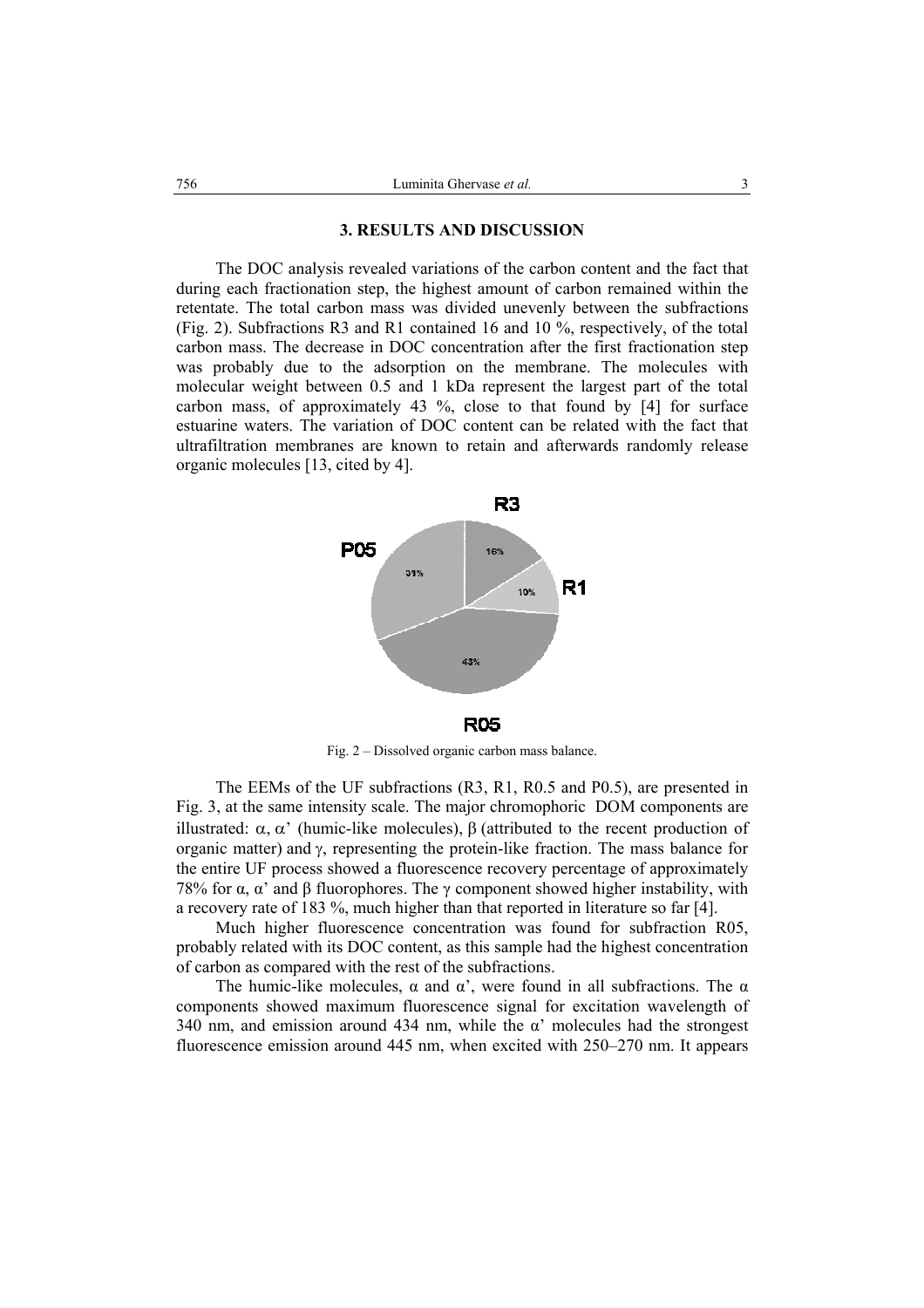## 3. RESULTS AND DISCUSSION

The DOC analysis revealed variations of the carbon content and the fact that during each fractionation step, the highest amount of carbon remained within the retentate. The total carbon mass was divided unevenly between the subfractions (Fig. 2). Subfractions R3 and R1 contained 16 and 10 %, respectively, of the total carbon mass. The decrease in DOC concentration after the first fractionation step was probably due to the adsorption on the membrane. The molecules with molecular weight between 0.5 and 1 kDa represent the largest part of the total carbon mass, of approximately 43 %, close to that found by [4] for surface estuarine waters. The variation of DOC content can be related with the fact that ultrafiltration membranes are known to retain and afterwards randomly release organic molecules [13, cited by 4].

R3 16%, R1 10%, R05 43%, P05 31%

Fig. 2 – Dissolved organic carbon mass balance.

The EEMs of the UF subfractions (R3, R1, R0.5 and P0.5), are presented in Fig. 3, at the same intensity scale. The major chromophoric DOM components are illustrated: $\alpha$, $\alpha$' (humic-like molecules), $\beta$ (attributed to the recent production of organic matter) and $\gamma$, representing the protein-like fraction. The mass balance for the entire UF process showed a fluorescence recovery percentage of approximately 78% for $\alpha$, $\alpha$' and $\beta$ fluorophores. The $\gamma$ component showed higher instability, with a recovery rate of 183 %, much higher than that reported in literature so far [4].

Much higher fluorescence concentration was found for subfraction R05, probably related with its DOC content, as this sample had the highest concentration of carbon as compared with the rest of the subfractions.

The humic-like molecules, $\alpha$ and $\alpha$', were found in all subfractions. The $\alpha$ components showed maximum fluorescence signal for excitation wavelength of 340 nm, and emission around 434 nm, while the $\alpha$' molecules had the strongest fluorescence emission around 445 nm, when excited with 250–270 nm. It appears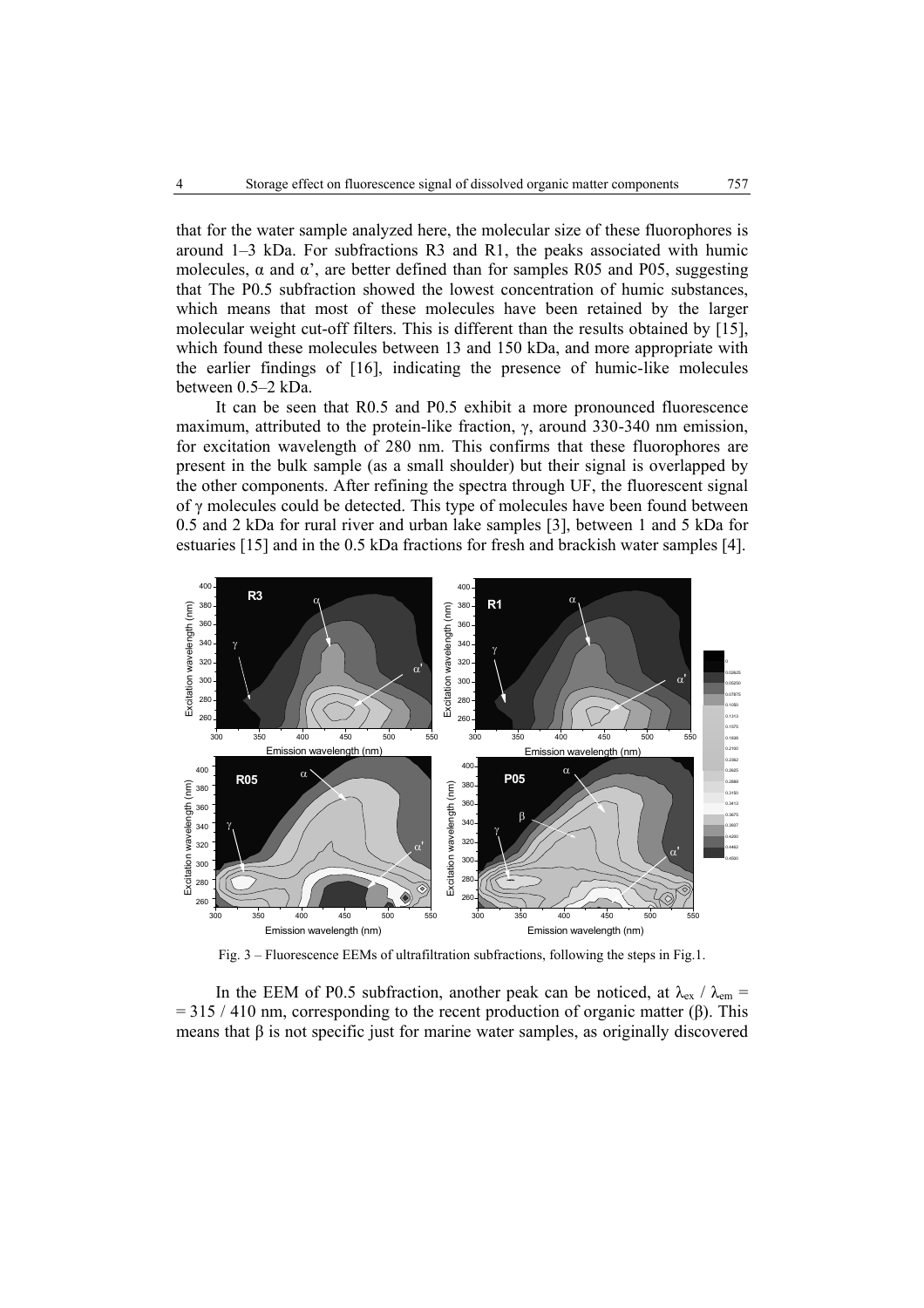that for the water sample analyzed here, the molecular size of these fluorophores is around 1–3 kDa. For subfractions R3 and R1, the peaks associated with humic molecules, α and α', are better defined than for samples R05 and P05, suggesting that The P0.5 subfraction showed the lowest concentration of humic substances, which means that most of these molecules have been retained by the larger molecular weight cut-off filters. This is different than the results obtained by [15], which found these molecules between 13 and 150 kDa, and more appropriate with the earlier findings of [16], indicating the presence of humic-like molecules between 0.5–2 kDa.

It can be seen that R0.5 and P0.5 exhibit a more pronounced fluorescence maximum, attributed to the protein-like fraction, γ, around 330-340 nm emission, for excitation wavelength of 280 nm. This confirms that these fluorophores are present in the bulk sample (as a small shoulder) but their signal is overlapped by the other components. After refining the spectra through UF, the fluorescent signal of γ molecules could be detected. This type of molecules have been found between 0.5 and 2 kDa for rural river and urban lake samples [3], between 1 and 5 kDa for estuaries [15] and in the 0.5 kDa fractions for fresh and brackish water samples [4].

Fig. 3 – Fluorescence EEMs of ultrafiltration subfractions, following the steps in Fig.1.

In the EEM of P0.5 subfraction, another peak can be noticed, at $\lambda_{ex}$ / $\lambda_{em}$ = = 315 / 410 nm, corresponding to the recent production of organic matter (β). This means that β is not specific just for marine water samples, as originally discovered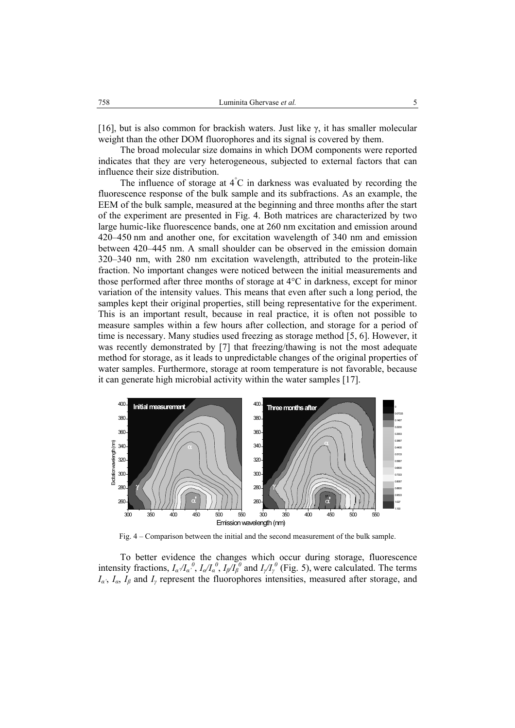[16], but is also common for brackish waters. Just like γ, it has smaller molecular weight than the other DOM fluorophores and its signal is covered by them.

The broad molecular size domains in which DOM components were reported indicates that they are very heterogeneous, subjected to external factors that can influence their size distribution.

The influence of storage at 4°C in darkness was evaluated by recording the fluorescence response of the bulk sample and its subfractions. As an example, the EEM of the bulk sample, measured at the beginning and three months after the start of the experiment are presented in Fig. 4. Both matrices are characterized by two large humic-like fluorescence bands, one at 260 nm excitation and emission around 420–450 nm and another one, for excitation wavelength of 340 nm and emission between 420–445 nm. A small shoulder can be observed in the emission domain 320–340 nm, with 280 nm excitation wavelength, attributed to the protein-like fraction. No important changes were noticed between the initial measurements and those performed after three months of storage at 4°C in darkness, except for minor variation of the intensity values. This means that even after such a long period, the samples kept their original properties, still being representative for the experiment. This is an important result, because in real practice, it is often not possible to measure samples within a few hours after collection, and storage for a period of time is necessary. Many studies used freezing as storage method [5, 6]. However, it was recently demonstrated by [7] that freezing/thawing is not the most adequate method for storage, as it leads to unpredictable changes of the original properties of water samples. Furthermore, storage at room temperature is not favorable, because it can generate high microbial activity within the water samples [17].

Fig. 4 – Comparison between the initial and the second measurement of the bulk sample.

To better evidence the changes which occur during storage, fluorescence intensity fractions, $I_{\alpha'}/I_{\alpha'}^{0}$, $I_{\alpha}/I_{\alpha}^{0}$, $I_{\beta}/I_{\beta}^{0}$ and $I_{\gamma}/I_{\gamma}^{0}$ (Fig. 5), were calculated. The terms $I_{\alpha'}$, $I_{\alpha}$, $I_{\beta}$ and $I_{\gamma}$ represent the fluorophores intensities, measured after storage, and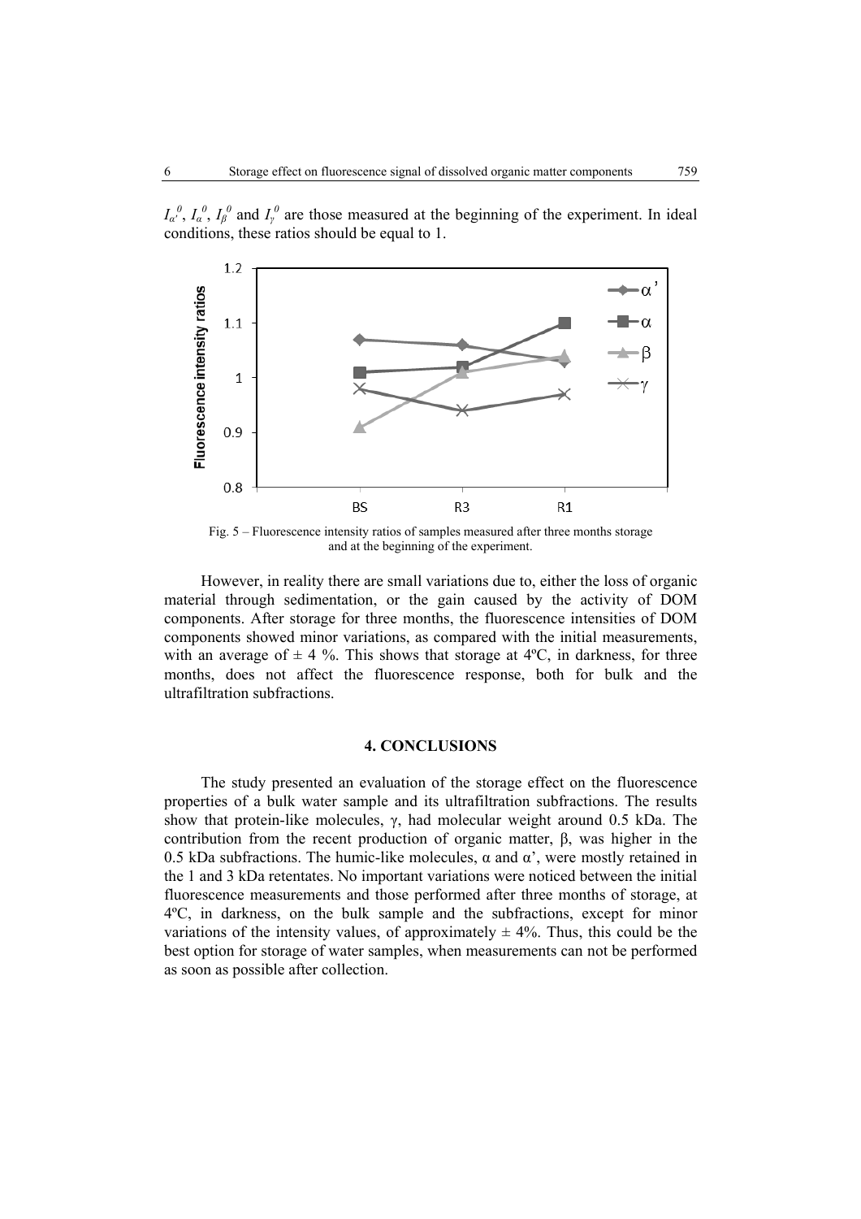$I_{\alpha'}^{0}$, $I_{\alpha}^{0}$, $I_{\beta}^{0}$ and $I_{\gamma}^{0}$ are those measured at the beginning of the experiment. In ideal conditions, these ratios should be equal to 1.

Fig. 5 – Fluorescence intensity ratios of samples measured after three months storage and at the beginning of the experiment.

However, in reality there are small variations due to, either the loss of organic material through sedimentation, or the gain caused by the activity of DOM components. After storage for three months, the fluorescence intensities of DOM components showed minor variations, as compared with the initial measurements, with an average of ± 4 %. This shows that storage at 4ºC, in darkness, for three months, does not affect the fluorescence response, both for bulk and the ultrafiltration subfractions.

## 4. CONCLUSIONS

The study presented an evaluation of the storage effect on the fluorescence properties of a bulk water sample and its ultrafiltration subfractions. The results show that protein-like molecules, γ, had molecular weight around 0.5 kDa. The contribution from the recent production of organic matter, β, was higher in the 0.5 kDa subfractions. The humic-like molecules, α and α', were mostly retained in the 1 and 3 kDa retentates. No important variations were noticed between the initial fluorescence measurements and those performed after three months of storage, at 4ºC, in darkness, on the bulk sample and the subfractions, except for minor variations of the intensity values, of approximately ± 4%. Thus, this could be the best option for storage of water samples, when measurements can not be performed as soon as possible after collection.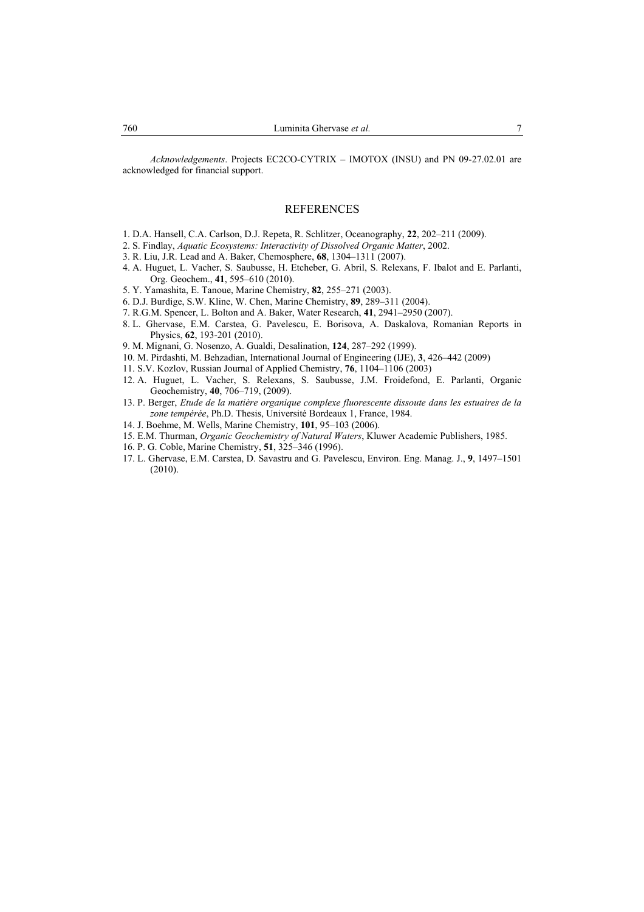*Acknowledgements*. Projects EC2CO-CYTRIX – IMOTOX (INSU) and PN 09-27.02.01 are acknowledged for financial support.

## REFERENCES

1. D.A. Hansell, C.A. Carlson, D.J. Repeta, R. Schlitzer, Oceanography, **22**, 202–211 (2009).
2. S. Findlay, *Aquatic Ecosystems: Interactivity of Dissolved Organic Matter*, 2002.
3. R. Liu, J.R. Lead and A. Baker, Chemosphere, **68**, 1304–1311 (2007).
4. A. Huguet, L. Vacher, S. Saubusse, H. Etcheber, G. Abril, S. Relexans, F. Ibalot and E. Parlanti, Org. Geochem., **41**, 595–610 (2010).
5. Y. Yamashita, E. Tanoue, Marine Chemistry, **82**, 255–271 (2003).
6. D.J. Burdige, S.W. Kline, W. Chen, Marine Chemistry, **89**, 289–311 (2004).
7. R.G.M. Spencer, L. Bolton and A. Baker, Water Research, **41**, 2941–2950 (2007).
8. L. Ghervase, E.M. Carstea, G. Pavelescu, E. Borisova, A. Daskalova, Romanian Reports in Physics, **62**, 193-201 (2010).
9. M. Mignani, G. Nosenzo, A. Gualdi, Desalination, **124**, 287–292 (1999).
10. M. Pirdashti, M. Behzadian, International Journal of Engineering (IJE), **3**, 426–442 (2009)
11. S.V. Kozlov, Russian Journal of Applied Chemistry, **76**, 1104–1106 (2003)
12. A. Huguet, L. Vacher, S. Relexans, S. Saubusse, J.M. Froidefond, E. Parlanti, Organic Geochemistry, **40**, 706–719, (2009).
13. P. Berger, *Etude de la matière organique complexe fluorescente dissoute dans les estuaires de la zone tempérée*, Ph.D. Thesis, Université Bordeaux 1, France, 1984.
14. J. Boehme, M. Wells, Marine Chemistry, **101**, 95–103 (2006).
15. E.M. Thurman, *Organic Geochemistry of Natural Waters*, Kluwer Academic Publishers, 1985.
16. P. G. Coble, Marine Chemistry, **51**, 325–346 (1996).
17. L. Ghervase, E.M. Carstea, D. Savastru and G. Pavelescu, Environ. Eng. Manag. J., **9**, 1497–1501 (2010).